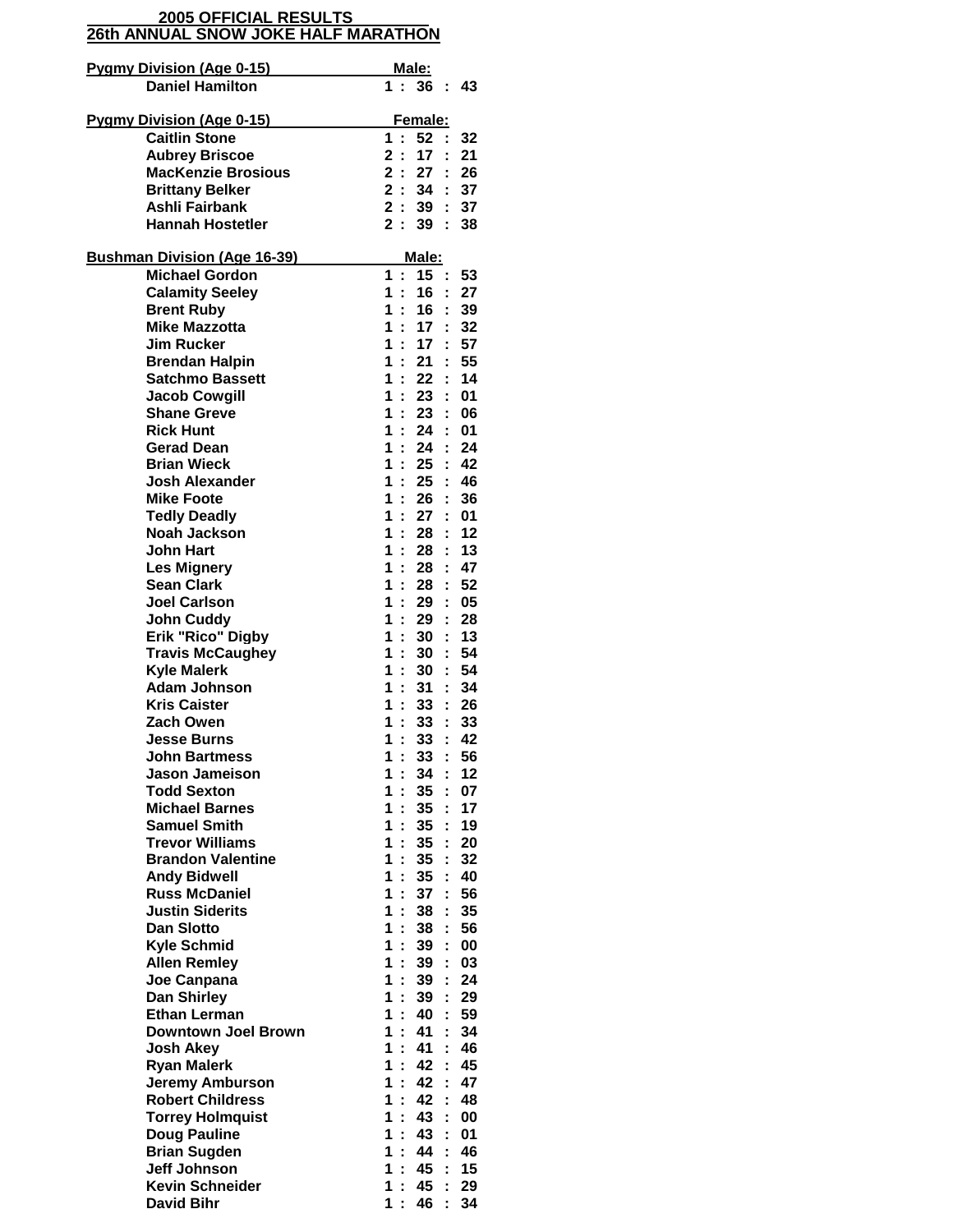**2005 OFFICIAL RESULTS**

**26th ANNUAL SNOW JOKE HALF MARATHON**

**Pygmy Division (Age 0-15)** — **Male:**

| Name | Time |
|---|---|
| Daniel Hamilton | 1 : 36 : 43 |

**Pygmy Division (Age 0-15)** — **Female:**

| Name | Time |
|---|---|
| Caitlin Stone | 1 : 52 : 32 |
| Aubrey Briscoe | 2 : 17 : 21 |
| MacKenzie Brosious | 2 : 27 : 26 |
| Brittany Belker | 2 : 34 : 37 |
| Ashli Fairbank | 2 : 39 : 37 |
| Hannah Hostetler | 2 : 39 : 38 |

**Bushman Division (Age 16-39)** — **Male:**

| Name | Time |
|---|---|
| Michael Gordon | 1 : 15 : 53 |
| Calamity Seeley | 1 : 16 : 27 |
| Brent Ruby | 1 : 16 : 39 |
| Mike Mazzotta | 1 : 17 : 32 |
| Jim Rucker | 1 : 17 : 57 |
| Brendan Halpin | 1 : 21 : 55 |
| Satchmo Bassett | 1 : 22 : 14 |
| Jacob Cowgill | 1 : 23 : 01 |
| Shane Greve | 1 : 23 : 06 |
| Rick Hunt | 1 : 24 : 01 |
| Gerad Dean | 1 : 24 : 24 |
| Brian Wieck | 1 : 25 : 42 |
| Josh Alexander | 1 : 25 : 46 |
| Mike Foote | 1 : 26 : 36 |
| Tedly Deadly | 1 : 27 : 01 |
| Noah Jackson | 1 : 28 : 12 |
| John Hart | 1 : 28 : 13 |
| Les Mignery | 1 : 28 : 47 |
| Sean Clark | 1 : 28 : 52 |
| Joel Carlson | 1 : 29 : 05 |
| John Cuddy | 1 : 29 : 28 |
| Erik "Rico" Digby | 1 : 30 : 13 |
| Travis McCaughey | 1 : 30 : 54 |
| Kyle Malerk | 1 : 30 : 54 |
| Adam Johnson | 1 : 31 : 34 |
| Kris Caister | 1 : 33 : 26 |
| Zach Owen | 1 : 33 : 33 |
| Jesse Burns | 1 : 33 : 42 |
| John Bartmess | 1 : 33 : 56 |
| Jason Jameison | 1 : 34 : 12 |
| Todd Sexton | 1 : 35 : 07 |
| Michael Barnes | 1 : 35 : 17 |
| Samuel Smith | 1 : 35 : 19 |
| Trevor Williams | 1 : 35 : 20 |
| Brandon Valentine | 1 : 35 : 32 |
| Andy Bidwell | 1 : 35 : 40 |
| Russ McDaniel | 1 : 37 : 56 |
| Justin Siderits | 1 : 38 : 35 |
| Dan Slotto | 1 : 38 : 56 |
| Kyle Schmid | 1 : 39 : 00 |
| Allen Remley | 1 : 39 : 03 |
| Joe Canpana | 1 : 39 : 24 |
| Dan Shirley | 1 : 39 : 29 |
| Ethan Lerman | 1 : 40 : 59 |
| Downtown Joel Brown | 1 : 41 : 34 |
| Josh Akey | 1 : 41 : 46 |
| Ryan Malerk | 1 : 42 : 45 |
| Jeremy Amburson | 1 : 42 : 47 |
| Robert Childress | 1 : 42 : 48 |
| Torrey Holmquist | 1 : 43 : 00 |
| Doug Pauline | 1 : 43 : 01 |
| Brian Sugden | 1 : 44 : 46 |
| Jeff Johnson | 1 : 45 : 15 |
| Kevin Schneider | 1 : 45 : 29 |
| David Bihr | 1 : 46 : 34 |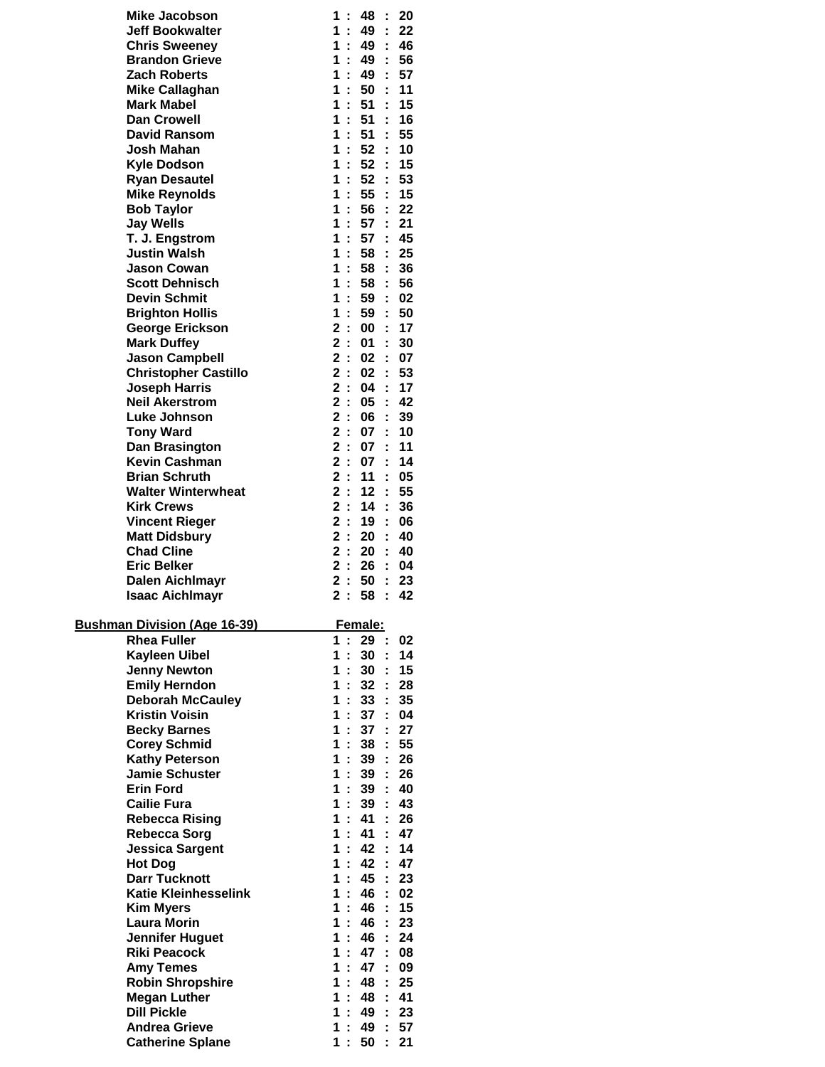| | |
|---|---|
| **Mike Jacobson** | **1 : 48 : 20** |
| **Jeff Bookwalter** | **1 : 49 : 22** |
| **Chris Sweeney** | **1 : 49 : 46** |
| **Brandon Grieve** | **1 : 49 : 56** |
| **Zach Roberts** | **1 : 49 : 57** |
| **Mike Callaghan** | **1 : 50 : 11** |
| **Mark Mabel** | **1 : 51 : 15** |
| **Dan Crowell** | **1 : 51 : 16** |
| **David Ransom** | **1 : 51 : 55** |
| **Josh Mahan** | **1 : 52 : 10** |
| **Kyle Dodson** | **1 : 52 : 15** |
| **Ryan Desautel** | **1 : 52 : 53** |
| **Mike Reynolds** | **1 : 55 : 15** |
| **Bob Taylor** | **1 : 56 : 22** |
| **Jay Wells** | **1 : 57 : 21** |
| **T. J. Engstrom** | **1 : 57 : 45** |
| **Justin Walsh** | **1 : 58 : 25** |
| **Jason Cowan** | **1 : 58 : 36** |
| **Scott Dehnisch** | **1 : 58 : 56** |
| **Devin Schmit** | **1 : 59 : 02** |
| **Brighton Hollis** | **1 : 59 : 50** |
| **George Erickson** | **2 : 00 : 17** |
| **Mark Duffey** | **2 : 01 : 30** |
| **Jason Campbell** | **2 : 02 : 07** |
| **Christopher Castillo** | **2 : 02 : 53** |
| **Joseph Harris** | **2 : 04 : 17** |
| **Neil Akerstrom** | **2 : 05 : 42** |
| **Luke Johnson** | **2 : 06 : 39** |
| **Tony Ward** | **2 : 07 : 10** |
| **Dan Brasington** | **2 : 07 : 11** |
| **Kevin Cashman** | **2 : 07 : 14** |
| **Brian Schruth** | **2 : 11 : 05** |
| **Walter Winterwheat** | **2 : 12 : 55** |
| **Kirk Crews** | **2 : 14 : 36** |
| **Vincent Rieger** | **2 : 19 : 06** |
| **Matt Didsbury** | **2 : 20 : 40** |
| **Chad Cline** | **2 : 20 : 40** |
| **Eric Belker** | **2 : 26 : 04** |
| **Dalen Aichlmayr** | **2 : 50 : 23** |
| **Isaac Aichlmayr** | **2 : 58 : 42** |

| **Bushman Division (Age 16-39)** | **Female:** |
|---|---|
| **Rhea Fuller** | **1 : 29 : 02** |
| **Kayleen Uibel** | **1 : 30 : 14** |
| **Jenny Newton** | **1 : 30 : 15** |
| **Emily Herndon** | **1 : 32 : 28** |
| **Deborah McCauley** | **1 : 33 : 35** |
| **Kristin Voisin** | **1 : 37 : 04** |
| **Becky Barnes** | **1 : 37 : 27** |
| **Corey Schmid** | **1 : 38 : 55** |
| **Kathy Peterson** | **1 : 39 : 26** |
| **Jamie Schuster** | **1 : 39 : 26** |
| **Erin Ford** | **1 : 39 : 40** |
| **Cailie Fura** | **1 : 39 : 43** |
| **Rebecca Rising** | **1 : 41 : 26** |
| **Rebecca Sorg** | **1 : 41 : 47** |
| **Jessica Sargent** | **1 : 42 : 14** |
| **Hot Dog** | **1 : 42 : 47** |
| **Darr Tucknott** | **1 : 45 : 23** |
| **Katie Kleinhesselink** | **1 : 46 : 02** |
| **Kim Myers** | **1 : 46 : 15** |
| **Laura Morin** | **1 : 46 : 23** |
| **Jennifer Huguet** | **1 : 46 : 24** |
| **Riki Peacock** | **1 : 47 : 08** |
| **Amy Temes** | **1 : 47 : 09** |
| **Robin Shropshire** | **1 : 48 : 25** |
| **Megan Luther** | **1 : 48 : 41** |
| **Dill Pickle** | **1 : 49 : 23** |
| **Andrea Grieve** | **1 : 49 : 57** |
| **Catherine Splane** | **1 : 50 : 21** |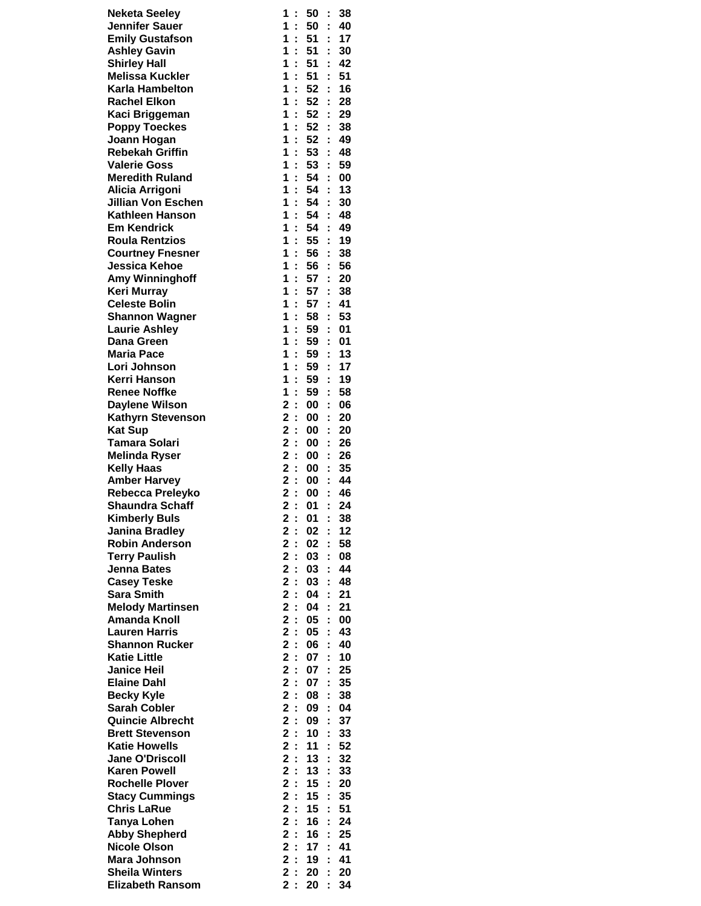| | |
|---|---|
| Neketa Seeley | 1 : 50 : 38 |
| Jennifer Sauer | 1 : 50 : 40 |
| Emily Gustafson | 1 : 51 : 17 |
| Ashley Gavin | 1 : 51 : 30 |
| Shirley Hall | 1 : 51 : 42 |
| Melissa Kuckler | 1 : 51 : 51 |
| Karla Hambelton | 1 : 52 : 16 |
| Rachel Elkon | 1 : 52 : 28 |
| Kaci Briggeman | 1 : 52 : 29 |
| Poppy Toeckes | 1 : 52 : 38 |
| Joann Hogan | 1 : 52 : 49 |
| Rebekah Griffin | 1 : 53 : 48 |
| Valerie Goss | 1 : 53 : 59 |
| Meredith Ruland | 1 : 54 : 00 |
| Alicia Arrigoni | 1 : 54 : 13 |
| Jillian Von Eschen | 1 : 54 : 30 |
| Kathleen Hanson | 1 : 54 : 48 |
| Em Kendrick | 1 : 54 : 49 |
| Roula Rentzios | 1 : 55 : 19 |
| Courtney Fnesner | 1 : 56 : 38 |
| Jessica Kehoe | 1 : 56 : 56 |
| Amy Winninghoff | 1 : 57 : 20 |
| Keri Murray | 1 : 57 : 38 |
| Celeste Bolin | 1 : 57 : 41 |
| Shannon Wagner | 1 : 58 : 53 |
| Laurie Ashley | 1 : 59 : 01 |
| Dana Green | 1 : 59 : 01 |
| Maria Pace | 1 : 59 : 13 |
| Lori Johnson | 1 : 59 : 17 |
| Kerri Hanson | 1 : 59 : 19 |
| Renee Noffke | 1 : 59 : 58 |
| Daylene Wilson | 2 : 00 : 06 |
| Kathyrn Stevenson | 2 : 00 : 20 |
| Kat Sup | 2 : 00 : 20 |
| Tamara Solari | 2 : 00 : 26 |
| Melinda Ryser | 2 : 00 : 26 |
| Kelly Haas | 2 : 00 : 35 |
| Amber Harvey | 2 : 00 : 44 |
| Rebecca Preleyko | 2 : 00 : 46 |
| Shaundra Schaff | 2 : 01 : 24 |
| Kimberly Buls | 2 : 01 : 38 |
| Janina Bradley | 2 : 02 : 12 |
| Robin Anderson | 2 : 02 : 58 |
| Terry Paulish | 2 : 03 : 08 |
| Jenna Bates | 2 : 03 : 44 |
| Casey Teske | 2 : 03 : 48 |
| Sara Smith | 2 : 04 : 21 |
| Melody Martinsen | 2 : 04 : 21 |
| Amanda Knoll | 2 : 05 : 00 |
| Lauren Harris | 2 : 05 : 43 |
| Shannon Rucker | 2 : 06 : 40 |
| Katie Little | 2 : 07 : 10 |
| Janice Heil | 2 : 07 : 25 |
| Elaine Dahl | 2 : 07 : 35 |
| Becky Kyle | 2 : 08 : 38 |
| Sarah Cobler | 2 : 09 : 04 |
| Quincie Albrecht | 2 : 09 : 37 |
| Brett Stevenson | 2 : 10 : 33 |
| Katie Howells | 2 : 11 : 52 |
| Jane O'Driscoll | 2 : 13 : 32 |
| Karen Powell | 2 : 13 : 33 |
| Rochelle Plover | 2 : 15 : 20 |
| Stacy Cummings | 2 : 15 : 35 |
| Chris LaRue | 2 : 15 : 51 |
| Tanya Lohen | 2 : 16 : 24 |
| Abby Shepherd | 2 : 16 : 25 |
| Nicole Olson | 2 : 17 : 41 |
| Mara Johnson | 2 : 19 : 41 |
| Sheila Winters | 2 : 20 : 20 |
| Elizabeth Ransom | 2 : 20 : 34 |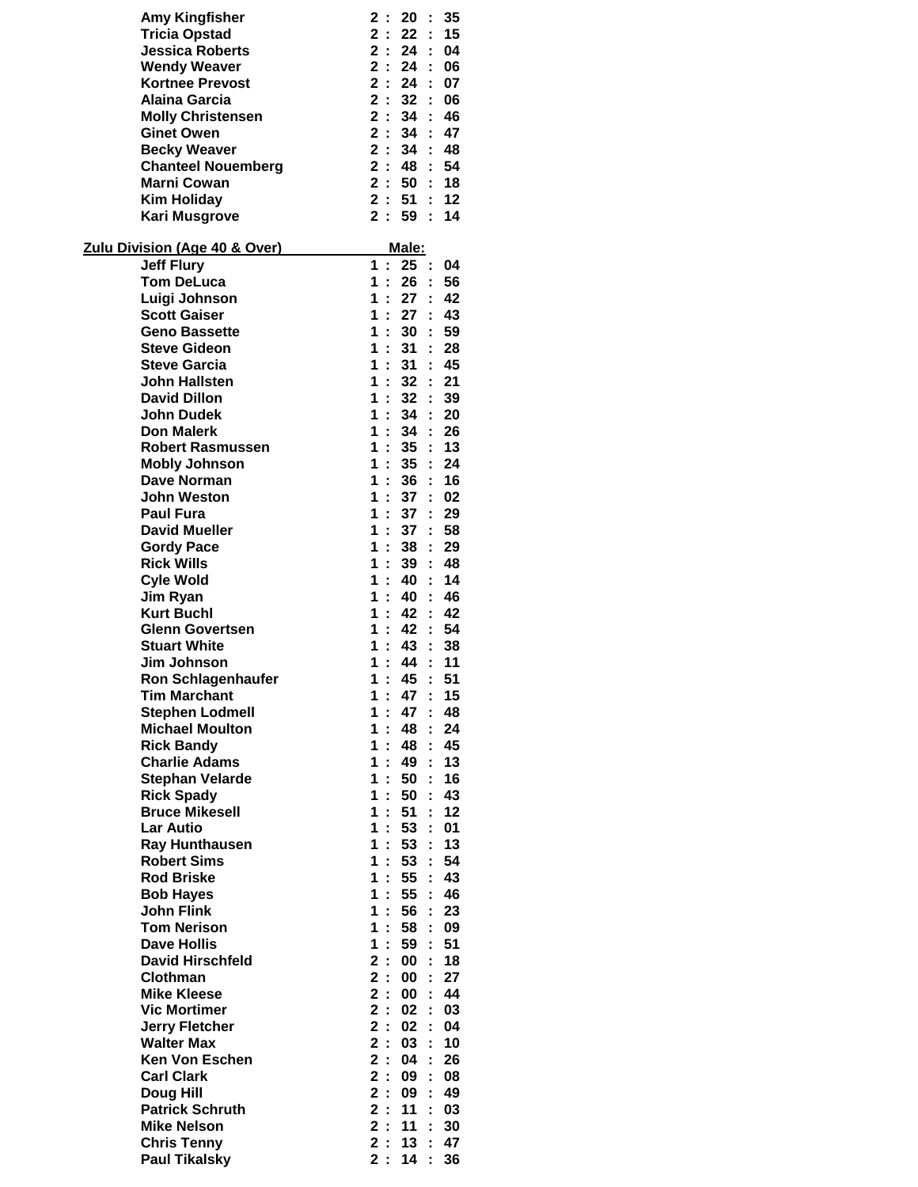| | |
|---|---|
| Amy Kingfisher | 2 : 20 : 35 |
| Tricia Opstad | 2 : 22 : 15 |
| Jessica Roberts | 2 : 24 : 04 |
| Wendy Weaver | 2 : 24 : 06 |
| Kortnee Prevost | 2 : 24 : 07 |
| Alaina Garcia | 2 : 32 : 06 |
| Molly Christensen | 2 : 34 : 46 |
| Ginet Owen | 2 : 34 : 47 |
| Becky Weaver | 2 : 34 : 48 |
| Chanteel Nouemberg | 2 : 48 : 54 |
| Marni Cowan | 2 : 50 : 18 |
| Kim Holiday | 2 : 51 : 12 |
| Kari Musgrove | 2 : 59 : 14 |

**Zulu Division (Age 40 & Over)**

| | Male: |
|---|---|
| Jeff Flury | 1 : 25 : 04 |
| Tom DeLuca | 1 : 26 : 56 |
| Luigi Johnson | 1 : 27 : 42 |
| Scott Gaiser | 1 : 27 : 43 |
| Geno Bassette | 1 : 30 : 59 |
| Steve Gideon | 1 : 31 : 28 |
| Steve Garcia | 1 : 31 : 45 |
| John Hallsten | 1 : 32 : 21 |
| David Dillon | 1 : 32 : 39 |
| John Dudek | 1 : 34 : 20 |
| Don Malerk | 1 : 34 : 26 |
| Robert Rasmussen | 1 : 35 : 13 |
| Mobly Johnson | 1 : 35 : 24 |
| Dave Norman | 1 : 36 : 16 |
| John Weston | 1 : 37 : 02 |
| Paul Fura | 1 : 37 : 29 |
| David Mueller | 1 : 37 : 58 |
| Gordy Pace | 1 : 38 : 29 |
| Rick Wills | 1 : 39 : 48 |
| Cyle Wold | 1 : 40 : 14 |
| Jim Ryan | 1 : 40 : 46 |
| Kurt Buchl | 1 : 42 : 42 |
| Glenn Govertsen | 1 : 42 : 54 |
| Stuart White | 1 : 43 : 38 |
| Jim Johnson | 1 : 44 : 11 |
| Ron Schlagenhaufer | 1 : 45 : 51 |
| Tim Marchant | 1 : 47 : 15 |
| Stephen Lodmell | 1 : 47 : 48 |
| Michael Moulton | 1 : 48 : 24 |
| Rick Bandy | 1 : 48 : 45 |
| Charlie Adams | 1 : 49 : 13 |
| Stephan Velarde | 1 : 50 : 16 |
| Rick Spady | 1 : 50 : 43 |
| Bruce Mikesell | 1 : 51 : 12 |
| Lar Autio | 1 : 53 : 01 |
| Ray Hunthausen | 1 : 53 : 13 |
| Robert Sims | 1 : 53 : 54 |
| Rod Briske | 1 : 55 : 43 |
| Bob Hayes | 1 : 55 : 46 |
| John Flink | 1 : 56 : 23 |
| Tom Nerison | 1 : 58 : 09 |
| Dave Hollis | 1 : 59 : 51 |
| David Hirschfeld | 2 : 00 : 18 |
| Clothman | 2 : 00 : 27 |
| Mike Kleese | 2 : 00 : 44 |
| Vic Mortimer | 2 : 02 : 03 |
| Jerry Fletcher | 2 : 02 : 04 |
| Walter Max | 2 : 03 : 10 |
| Ken Von Eschen | 2 : 04 : 26 |
| Carl Clark | 2 : 09 : 08 |
| Doug Hill | 2 : 09 : 49 |
| Patrick Schruth | 2 : 11 : 03 |
| Mike Nelson | 2 : 11 : 30 |
| Chris Tenny | 2 : 13 : 47 |
| Paul Tikalsky | 2 : 14 : 36 |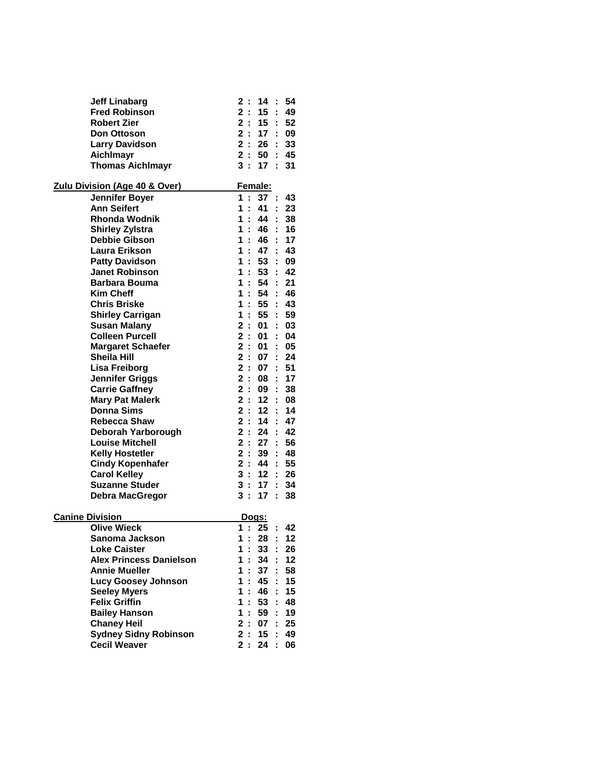| | |
|---|---|
| Jeff Linabarg | 2 : 14 : 54 |
| Fred Robinson | 2 : 15 : 49 |
| Robert Zier | 2 : 15 : 52 |
| Don Ottoson | 2 : 17 : 09 |
| Larry Davidson | 2 : 26 : 33 |
| Aichlmayr | 2 : 50 : 45 |
| Thomas Aichlmayr | 3 : 17 : 31 |

| Zulu Division (Age 40 & Over) | Female: |
|---|---|
| Jennifer Boyer | 1 : 37 : 43 |
| Ann Seifert | 1 : 41 : 23 |
| Rhonda Wodnik | 1 : 44 : 38 |
| Shirley Zylstra | 1 : 46 : 16 |
| Debbie Gibson | 1 : 46 : 17 |
| Laura Erikson | 1 : 47 : 43 |
| Patty Davidson | 1 : 53 : 09 |
| Janet Robinson | 1 : 53 : 42 |
| Barbara Bouma | 1 : 54 : 21 |
| Kim Cheff | 1 : 54 : 46 |
| Chris Briske | 1 : 55 : 43 |
| Shirley Carrigan | 1 : 55 : 59 |
| Susan Malany | 2 : 01 : 03 |
| Colleen Purcell | 2 : 01 : 04 |
| Margaret Schaefer | 2 : 01 : 05 |
| Sheila Hill | 2 : 07 : 24 |
| Lisa Freiborg | 2 : 07 : 51 |
| Jennifer Griggs | 2 : 08 : 17 |
| Carrie Gaffney | 2 : 09 : 38 |
| Mary Pat Malerk | 2 : 12 : 08 |
| Donna Sims | 2 : 12 : 14 |
| Rebecca Shaw | 2 : 14 : 47 |
| Deborah Yarborough | 2 : 24 : 42 |
| Louise Mitchell | 2 : 27 : 56 |
| Kelly Hostetler | 2 : 39 : 48 |
| Cindy Kopenhafer | 2 : 44 : 55 |
| Carol Kelley | 3 : 12 : 26 |
| Suzanne Studer | 3 : 17 : 34 |
| Debra MacGregor | 3 : 17 : 38 |

| Canine Division | Dogs: |
|---|---|
| Olive Wieck | 1 : 25 : 42 |
| Sanoma Jackson | 1 : 28 : 12 |
| Loke Caister | 1 : 33 : 26 |
| Alex Princess Danielson | 1 : 34 : 12 |
| Annie Mueller | 1 : 37 : 58 |
| Lucy Goosey Johnson | 1 : 45 : 15 |
| Seeley Myers | 1 : 46 : 15 |
| Felix Griffin | 1 : 53 : 48 |
| Bailey Hanson | 1 : 59 : 19 |
| Chaney Heil | 2 : 07 : 25 |
| Sydney Sidny Robinson | 2 : 15 : 49 |
| Cecil Weaver | 2 : 24 : 06 |